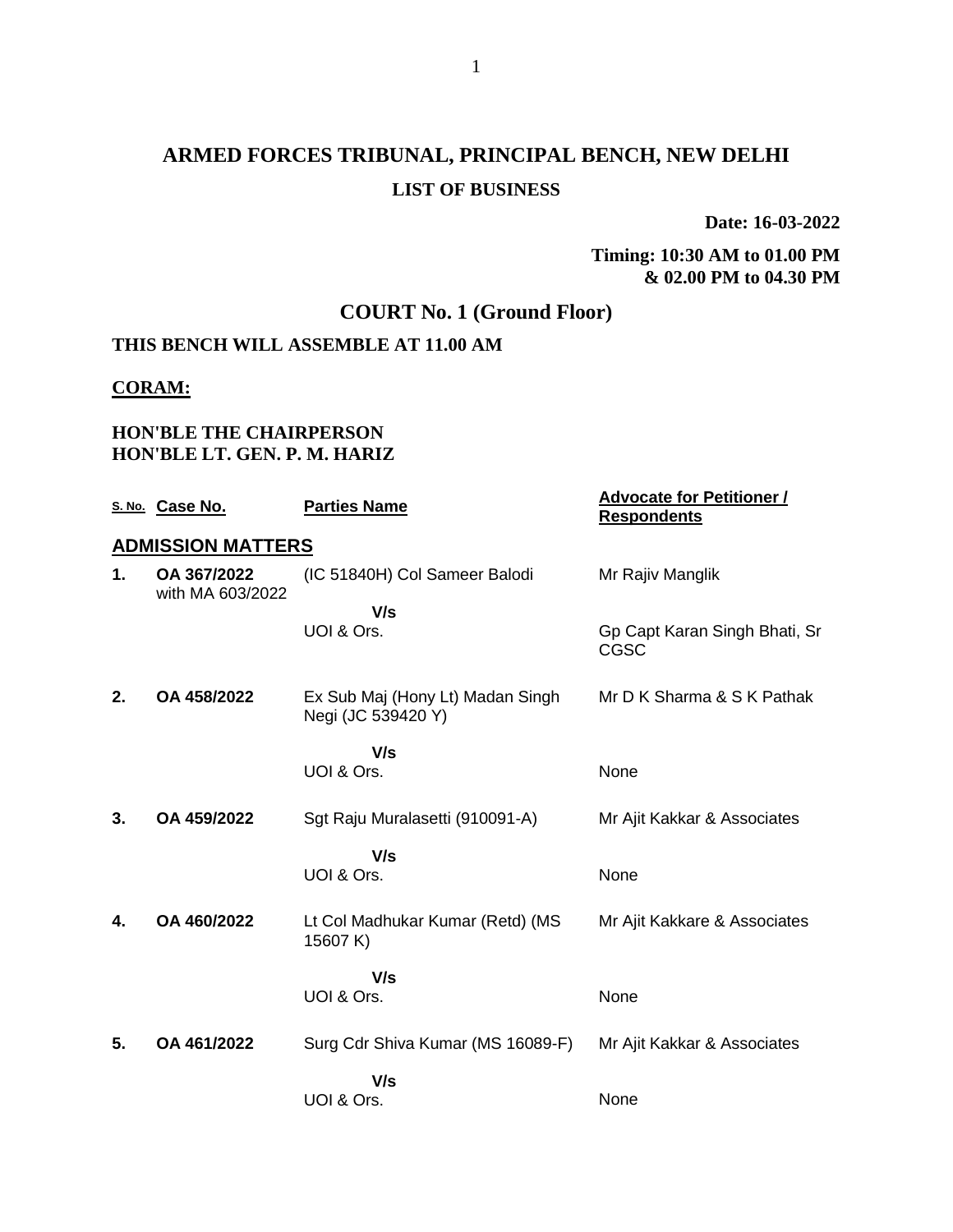# ARMED FORCES TRIBUNAL, PRINCIPAL BENCH, NEW DELHI

## LIST OF BUSINESS

**Date: 16-03-2022**

**Timing: 10:30 AM to 01.00 PM & 02.00 PM to 04.30 PM**

## COURT No. 1 (Ground Floor)

**THIS BENCH WILL ASSEMBLE AT 11.00 AM**

**CORAM:**

**HON'BLE THE CHAIRPERSON**
**HON'BLE LT. GEN. P. M. HARIZ**

| S. No. | Case No. | Parties Name | Advocate for Petitioner / Respondents |
|---|---|---|---|
| **ADMISSION MATTERS** | | | |
| **1.** | **OA 367/2022** with MA 603/2022 | (IC 51840H) Col Sameer Balodi | Mr Rajiv Manglik |
| | | **V/s** | |
| | | UOI & Ors. | Gp Capt Karan Singh Bhati, Sr CGSC |
| **2.** | **OA 458/2022** | Ex Sub Maj (Hony Lt) Madan Singh Negi (JC 539420 Y) | Mr D K Sharma & S K Pathak |
| | | **V/s** | |
| | | UOI & Ors. | None |
| **3.** | **OA 459/2022** | Sgt Raju Muralasetti (910091-A) | Mr Ajit Kakkar & Associates |
| | | **V/s** | |
| | | UOI & Ors. | None |
| **4.** | **OA 460/2022** | Lt Col Madhukar Kumar (Retd) (MS 15607 K) | Mr Ajit Kakkare & Associates |
| | | **V/s** | |
| | | UOI & Ors. | None |
| **5.** | **OA 461/2022** | Surg Cdr Shiva Kumar (MS 16089-F) | Mr Ajit Kakkar & Associates |
| | | **V/s** | |
| | | UOI & Ors. | None |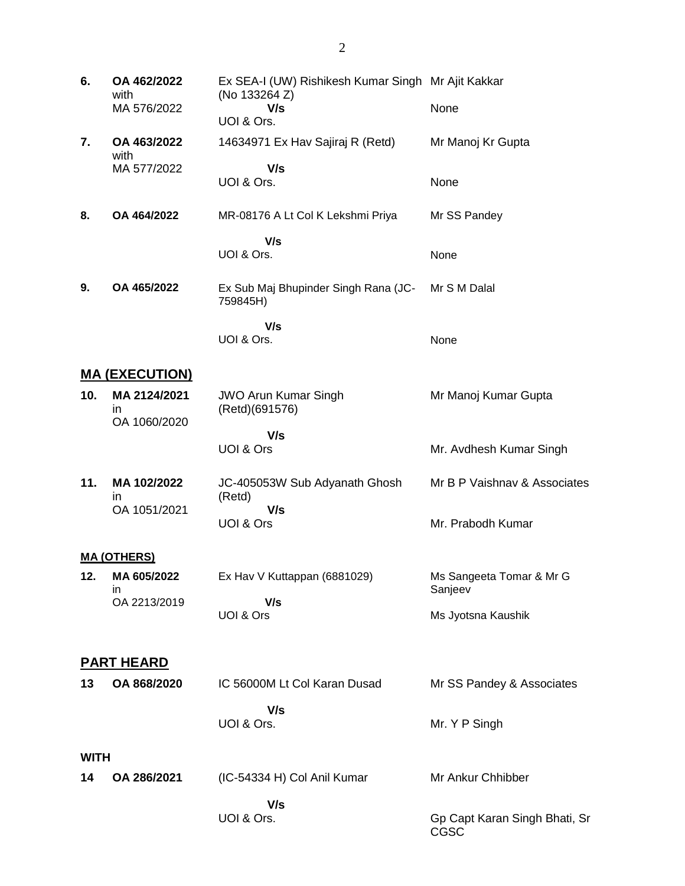| | | | |
|---|---|---|---|
| **6.** | **OA 462/2022** with MA 576/2022 | Ex SEA-I (UW) Rishikesh Kumar Singh (No 133264 Z) **V/s** UOI & Ors. | Mr Ajit Kakkar<br>None |
| **7.** | **OA 463/2022** with MA 577/2022 | 14634971 Ex Hav Sajiraj R (Retd) **V/s** UOI & Ors. | Mr Manoj Kr Gupta<br>None |
| **8.** | **OA 464/2022** | MR-08176 A Lt Col K Lekshmi Priya **V/s** UOI & Ors. | Mr SS Pandey<br>None |
| **9.** | **OA 465/2022** | Ex Sub Maj Bhupinder Singh Rana (JC-759845H) **V/s** UOI & Ors. | Mr S M Dalal<br>None |

## MA (EXECUTION)

| | | | |
|---|---|---|---|
| **10.** | **MA 2124/2021** in OA 1060/2020 | JWO Arun Kumar Singh (Retd)(691576) **V/s** UOI & Ors | Mr Manoj Kumar Gupta<br>Mr. Avdhesh Kumar Singh |
| **11.** | **MA 102/2022** in OA 1051/2021 | JC-405053W Sub Adyanath Ghosh (Retd) **V/s** UOI & Ors | Mr B P Vaishnav & Associates<br>Mr. Prabodh Kumar |

## MA (OTHERS)

| | | | |
|---|---|---|---|
| **12.** | **MA 605/2022** in OA 2213/2019 | Ex Hav V Kuttappan (6881029) **V/s** UOI & Ors | Ms Sangeeta Tomar & Mr G Sanjeev<br>Ms Jyotsna Kaushik |

## PART HEARD

| | | | |
|---|---|---|---|
| **13** | **OA 868/2020** | IC 56000M Lt Col Karan Dusad **V/s** UOI & Ors. | Mr SS Pandey & Associates<br>Mr. Y P Singh |

**WITH**

| | | | |
|---|---|---|---|
| **14** | **OA 286/2021** | (IC-54334 H) Col Anil Kumar **V/s** UOI & Ors. | Mr Ankur Chhibber<br>Gp Capt Karan Singh Bhati, Sr CGSC |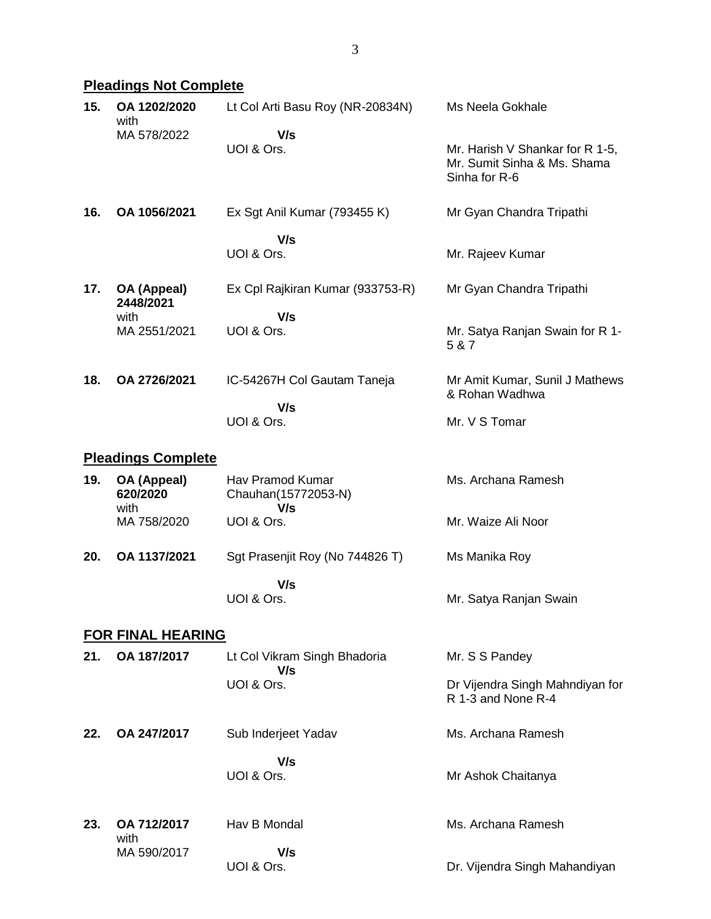## Pleadings Not Complete

| | | | |
|---|---|---|---|
| **15.** | **OA 1202/2020** with MA 578/2022 | Lt Col Arti Basu Roy (NR-20834N) **V/s** UOI & Ors. | Ms Neela Gokhale<br>Mr. Harish V Shankar for R 1-5, Mr. Sumit Sinha & Ms. Shama Sinha for R-6 |
| **16.** | **OA 1056/2021** | Ex Sgt Anil Kumar (793455 K) **V/s** UOI & Ors. | Mr Gyan Chandra Tripathi<br>Mr. Rajeev Kumar |
| **17.** | **OA (Appeal) 2448/2021** with MA 2551/2021 | Ex Cpl Rajkiran Kumar (933753-R) **V/s** UOI & Ors. | Mr Gyan Chandra Tripathi<br>Mr. Satya Ranjan Swain for R 1-5 & 7 |
| **18.** | **OA 2726/2021** | IC-54267H Col Gautam Taneja **V/s** UOI & Ors. | Mr Amit Kumar, Sunil J Mathews & Rohan Wadhwa<br>Mr. V S Tomar |

## Pleadings Complete

| | | | |
|---|---|---|---|
| **19.** | **OA (Appeal) 620/2020** with MA 758/2020 | Hav Pramod Kumar Chauhan(15772053-N) **V/s** UOI & Ors. | Ms. Archana Ramesh<br>Mr. Waize Ali Noor |
| **20.** | **OA 1137/2021** | Sgt Prasenjit Roy (No 744826 T) **V/s** UOI & Ors. | Ms Manika Roy<br>Mr. Satya Ranjan Swain |

## FOR FINAL HEARING

| | | | |
|---|---|---|---|
| **21.** | **OA 187/2017** | Lt Col Vikram Singh Bhadoria **V/s** UOI & Ors. | Mr. S S Pandey<br>Dr Vijendra Singh Mahndiyan for R 1-3 and None R-4 |
| **22.** | **OA 247/2017** | Sub Inderjeet Yadav **V/s** UOI & Ors. | Ms. Archana Ramesh<br>Mr Ashok Chaitanya |
| **23.** | **OA 712/2017** with MA 590/2017 | Hav B Mondal **V/s** UOI & Ors. | Ms. Archana Ramesh<br>Dr. Vijendra Singh Mahandiyan |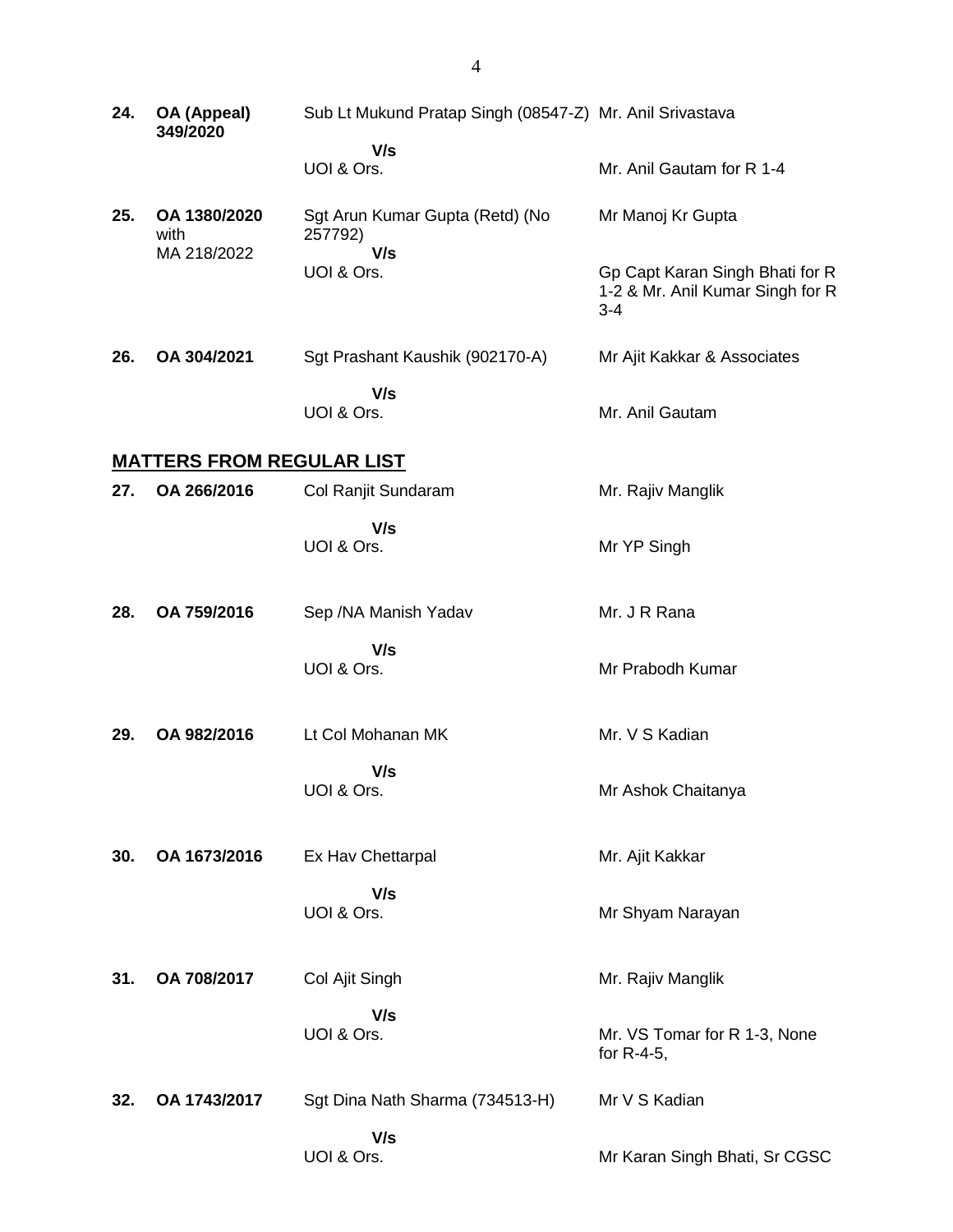| | | | |
|---|---|---|---|
| **24.** | **OA (Appeal) 349/2020** | Sub Lt Mukund Pratap Singh (08547-Z)<br>**V/s**<br>UOI & Ors. | Mr. Anil Srivastava<br><br>Mr. Anil Gautam for R 1-4 |
| **25.** | **OA 1380/2020** with MA 218/2022 | Sgt Arun Kumar Gupta (Retd) (No 257792)<br>**V/s**<br>UOI & Ors. | Mr Manoj Kr Gupta<br><br>Gp Capt Karan Singh Bhati for R 1-2 & Mr. Anil Kumar Singh for R 3-4 |
| **26.** | **OA 304/2021** | Sgt Prashant Kaushik (902170-A)<br>**V/s**<br>UOI & Ors. | Mr Ajit Kakkar & Associates<br><br>Mr. Anil Gautam |

## **MATTERS FROM REGULAR LIST**

| | | | |
|---|---|---|---|
| **27.** | **OA 266/2016** | Col Ranjit Sundaram<br>**V/s**<br>UOI & Ors. | Mr. Rajiv Manglik<br><br>Mr YP Singh |
| **28.** | **OA 759/2016** | Sep /NA Manish Yadav<br>**V/s**<br>UOI & Ors. | Mr. J R Rana<br><br>Mr Prabodh Kumar |
| **29.** | **OA 982/2016** | Lt Col Mohanan MK<br>**V/s**<br>UOI & Ors. | Mr. V S Kadian<br><br>Mr Ashok Chaitanya |
| **30.** | **OA 1673/2016** | Ex Hav Chettarpal<br>**V/s**<br>UOI & Ors. | Mr. Ajit Kakkar<br><br>Mr Shyam Narayan |
| **31.** | **OA 708/2017** | Col Ajit Singh<br>**V/s**<br>UOI & Ors. | Mr. Rajiv Manglik<br><br>Mr. VS Tomar for R 1-3, None for R-4-5, |
| **32.** | **OA 1743/2017** | Sgt Dina Nath Sharma (734513-H)<br>**V/s**<br>UOI & Ors. | Mr V S Kadian<br><br>Mr Karan Singh Bhati, Sr CGSC |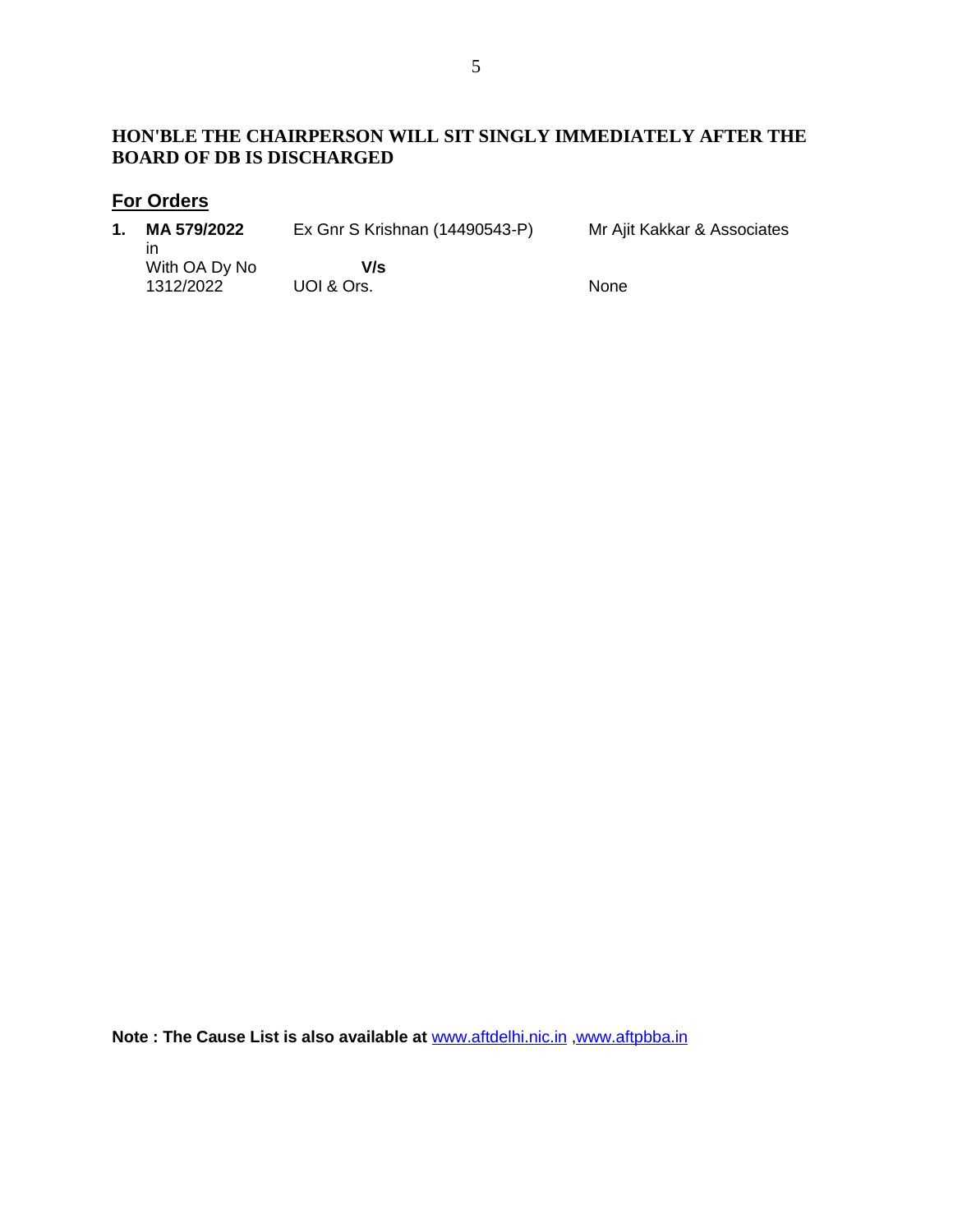**HON'BLE THE CHAIRPERSON WILL SIT SINGLY IMMEDIATELY AFTER THE BOARD OF DB IS DISCHARGED**

## For Orders

| | | | |
|---|---|---|---|
| **1.** | **MA 579/2022** in With OA Dy No 1312/2022 | Ex Gnr S Krishnan (14490543-P) **V/s** UOI & Ors. | Mr Ajit Kakkar & Associates<br>None |

**Note : The Cause List is also available at** www.aftdelhi.nic.in ,www.aftpbba.in